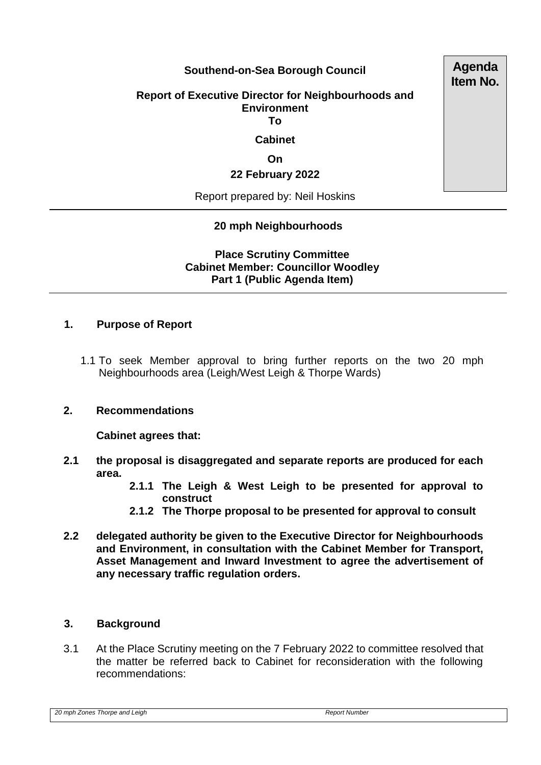**Southend-on-Sea Borough Council**

**Agenda Item No.**

**Report of Executive Director for Neighbourhoods and Environment**
**To**
**Cabinet**
**On**
**22 February 2022**

Report prepared by: Neil Hoskins

---

**20 mph Neighbourhoods**

**Place Scrutiny Committee**
**Cabinet Member: Councillor Woodley**
**Part 1 (Public Agenda Item)**

---

## 1. Purpose of Report

1.1 To seek Member approval to bring further reports on the two 20 mph Neighbourhoods area (Leigh/West Leigh & Thorpe Wards)

## 2. Recommendations

**Cabinet agrees that:**

**2.1 the proposal is disaggregated and separate reports are produced for each area.**

- **2.1.1 The Leigh & West Leigh to be presented for approval to construct**
- **2.1.2 The Thorpe proposal to be presented for approval to consult**

**2.2 delegated authority be given to the Executive Director for Neighbourhoods and Environment, in consultation with the Cabinet Member for Transport, Asset Management and Inward Investment to agree the advertisement of any necessary traffic regulation orders.**

## 3. Background

3.1 At the Place Scrutiny meeting on the 7 February 2022 to committee resolved that the matter be referred back to Cabinet for reconsideration with the following recommendations: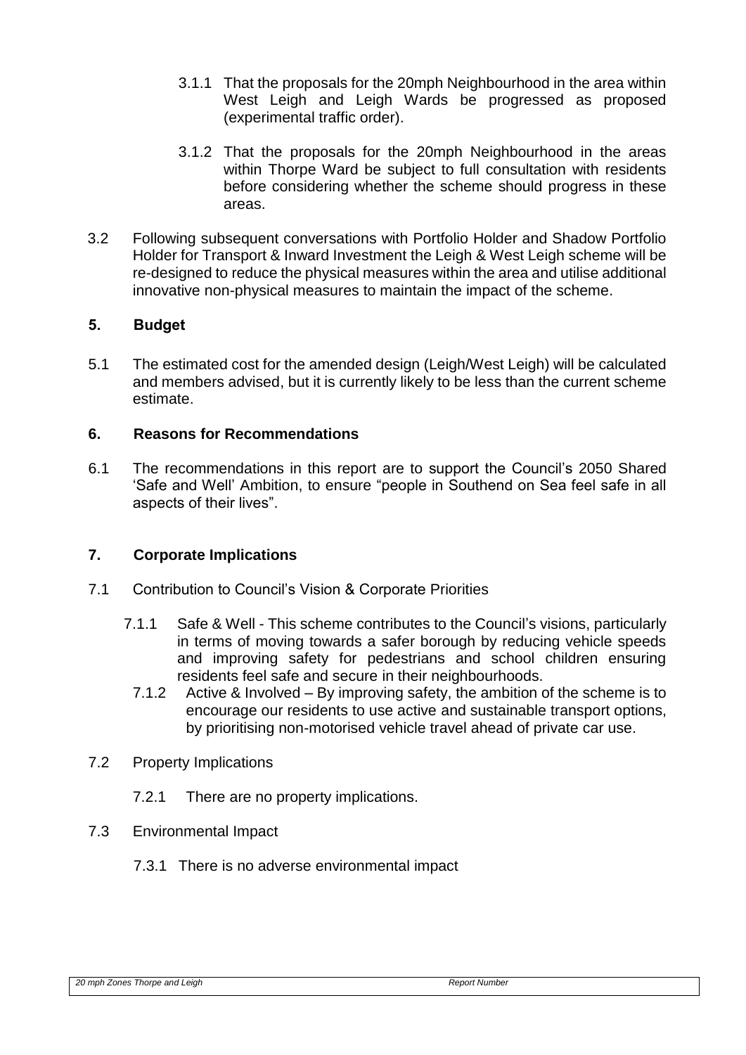3.1.1 That the proposals for the 20mph Neighbourhood in the area within West Leigh and Leigh Wards be progressed as proposed (experimental traffic order).

3.1.2 That the proposals for the 20mph Neighbourhood in the areas within Thorpe Ward be subject to full consultation with residents before considering whether the scheme should progress in these areas.

3.2 Following subsequent conversations with Portfolio Holder and Shadow Portfolio Holder for Transport & Inward Investment the Leigh & West Leigh scheme will be re-designed to reduce the physical measures within the area and utilise additional innovative non-physical measures to maintain the impact of the scheme.

## 5. Budget

5.1 The estimated cost for the amended design (Leigh/West Leigh) will be calculated and members advised, but it is currently likely to be less than the current scheme estimate.

## 6. Reasons for Recommendations

6.1 The recommendations in this report are to support the Council's 2050 Shared 'Safe and Well' Ambition, to ensure "people in Southend on Sea feel safe in all aspects of their lives".

## 7. Corporate Implications

7.1 Contribution to Council's Vision & Corporate Priorities

7.1.1 Safe & Well - This scheme contributes to the Council's visions, particularly in terms of moving towards a safer borough by reducing vehicle speeds and improving safety for pedestrians and school children ensuring residents feel safe and secure in their neighbourhoods.

7.1.2 Active & Involved – By improving safety, the ambition of the scheme is to encourage our residents to use active and sustainable transport options, by prioritising non-motorised vehicle travel ahead of private car use.

7.2 Property Implications

7.2.1 There are no property implications.

7.3 Environmental Impact

7.3.1 There is no adverse environmental impact